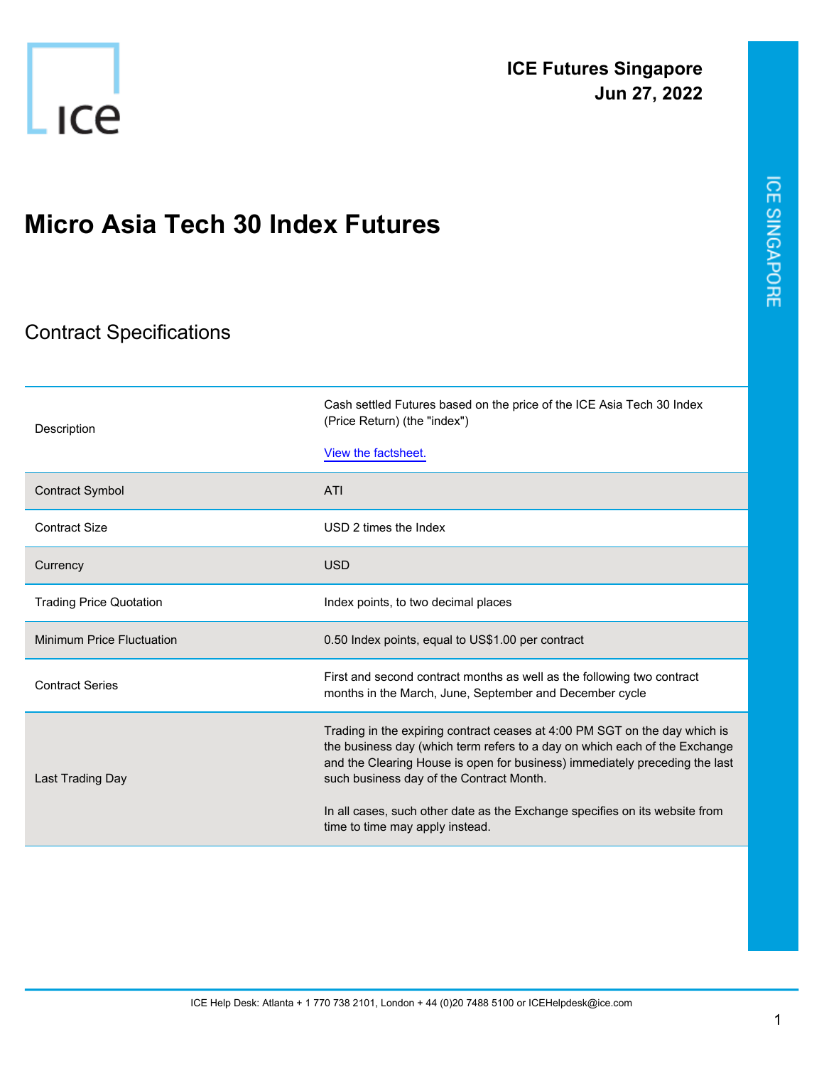**ICE Futures Singapore**
**Jun 27, 2022**

# Micro Asia Tech 30 Index Futures

## Contract Specifications

| | |
|---|---|
| Description | Cash settled Futures based on the price of the ICE Asia Tech 30 Index (Price Return) (the "index")<br><br>View the factsheet. |
| Contract Symbol | ATI |
| Contract Size | USD 2 times the Index |
| Currency | USD |
| Trading Price Quotation | Index points, to two decimal places |
| Minimum Price Fluctuation | 0.50 Index points, equal to US$1.00 per contract |
| Contract Series | First and second contract months as well as the following two contract months in the March, June, September and December cycle |
| Last Trading Day | Trading in the expiring contract ceases at 4:00 PM SGT on the day which is the business day (which term refers to a day on which each of the Exchange and the Clearing House is open for business) immediately preceding the last such business day of the Contract Month.<br><br>In all cases, such other date as the Exchange specifies on its website from time to time may apply instead. |

ICE Help Desk: Atlanta + 1 770 738 2101, London + 44 (0)20 7488 5100 or ICEHelpdesk@ice.com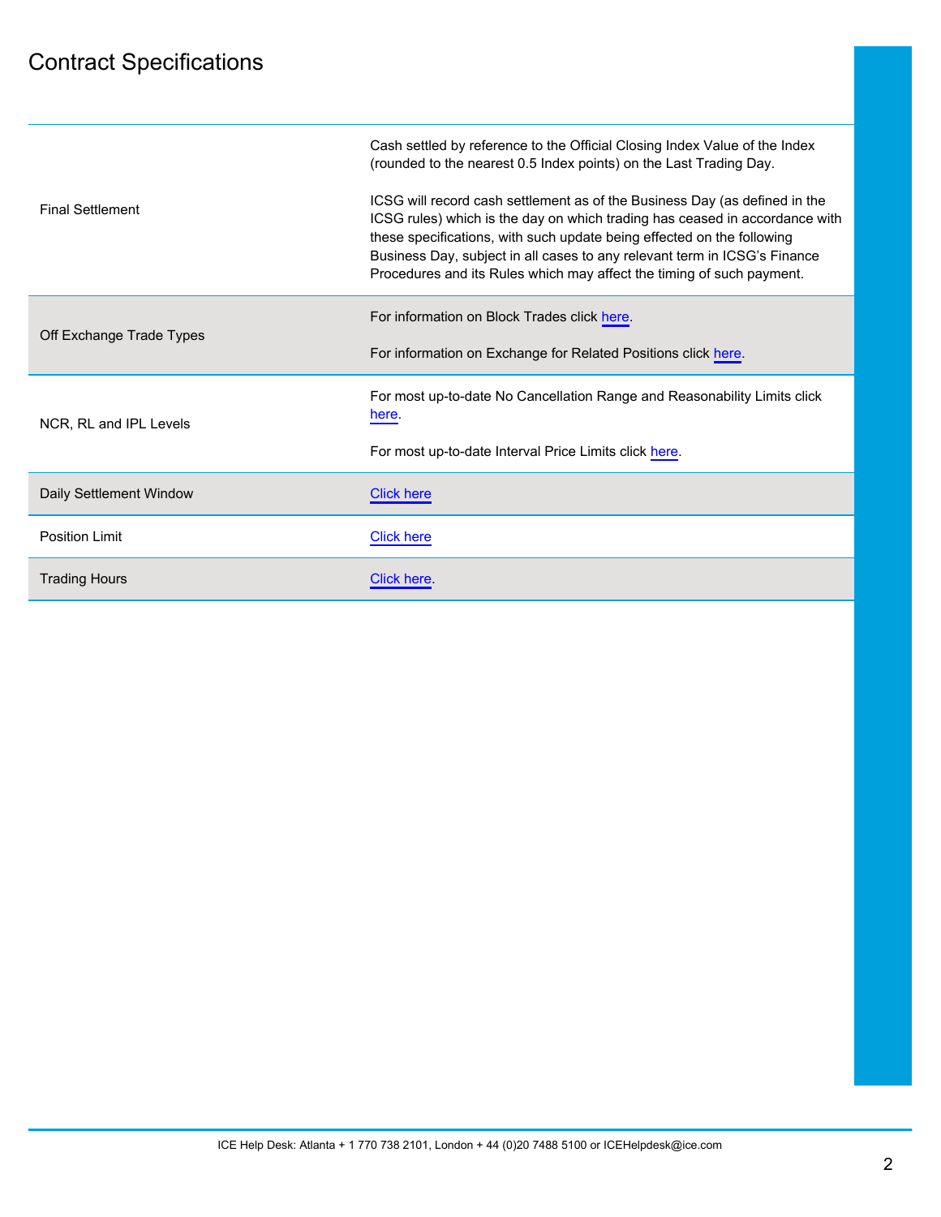# Contract Specifications

| | |
|---|---|
| Final Settlement | Cash settled by reference to the Official Closing Index Value of the Index (rounded to the nearest 0.5 Index points) on the Last Trading Day.<br><br>ICSG will record cash settlement as of the Business Day (as defined in the ICSG rules) which is the day on which trading has ceased in accordance with these specifications, with such update being effected on the following Business Day, subject in all cases to any relevant term in ICSG's Finance Procedures and its Rules which may affect the timing of such payment. |
| Off Exchange Trade Types | For information on Block Trades click here.<br><br>For information on Exchange for Related Positions click here. |
| NCR, RL and IPL Levels | For most up-to-date No Cancellation Range and Reasonability Limits click here.<br><br>For most up-to-date Interval Price Limits click here. |
| Daily Settlement Window | Click here |
| Position Limit | Click here |
| Trading Hours | Click here. |

ICE Help Desk: Atlanta + 1 770 738 2101, London + 44 (0)20 7488 5100 or ICEHelpdesk@ice.com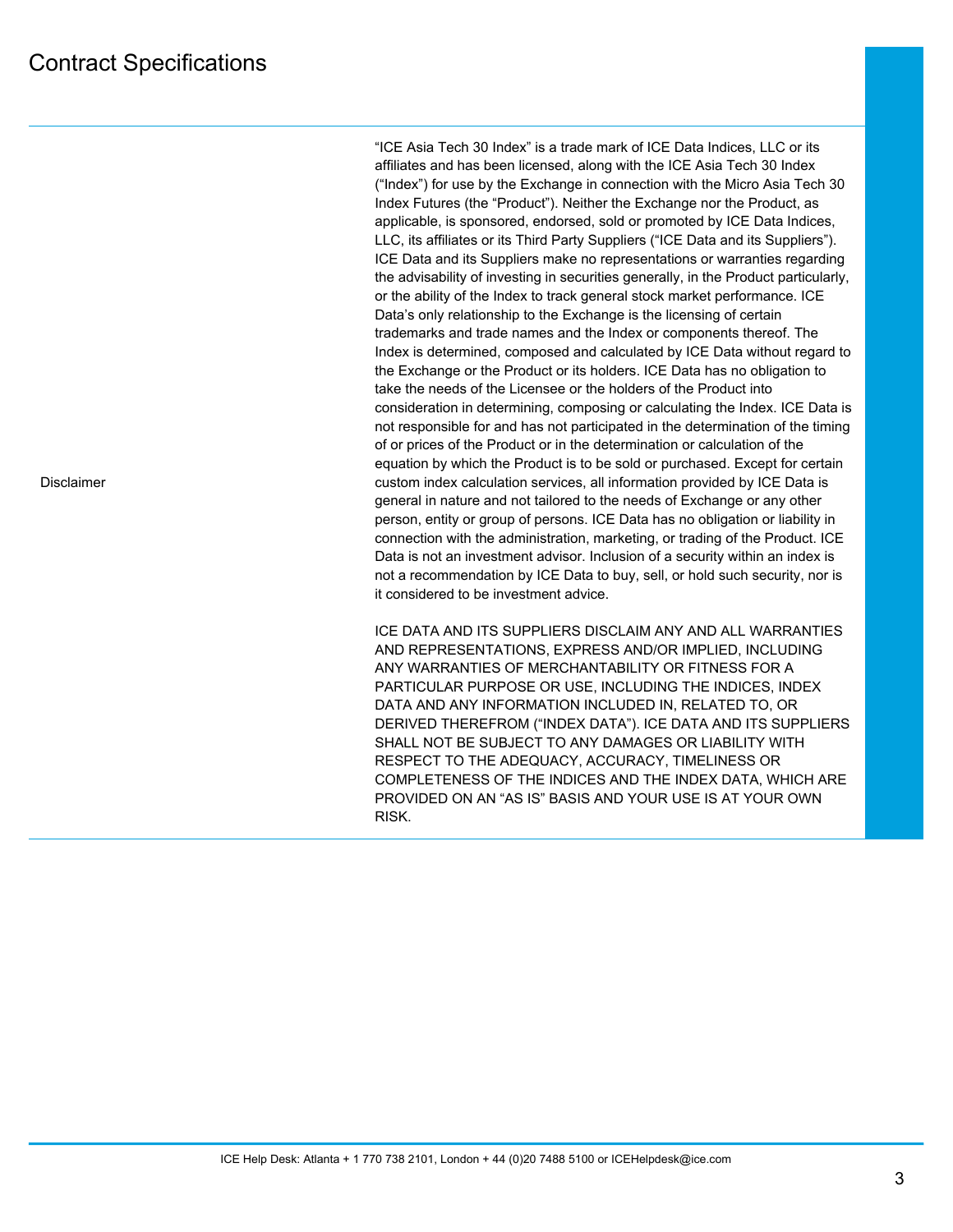# Contract Specifications

| | |
|---|---|
| Disclaimer | "ICE Asia Tech 30 Index" is a trade mark of ICE Data Indices, LLC or its affiliates and has been licensed, along with the ICE Asia Tech 30 Index ("Index") for use by the Exchange in connection with the Micro Asia Tech 30 Index Futures (the "Product"). Neither the Exchange nor the Product, as applicable, is sponsored, endorsed, sold or promoted by ICE Data Indices, LLC, its affiliates or its Third Party Suppliers ("ICE Data and its Suppliers"). ICE Data and its Suppliers make no representations or warranties regarding the advisability of investing in securities generally, in the Product particularly, or the ability of the Index to track general stock market performance. ICE Data's only relationship to the Exchange is the licensing of certain trademarks and trade names and the Index or components thereof. The Index is determined, composed and calculated by ICE Data without regard to the Exchange or the Product or its holders. ICE Data has no obligation to take the needs of the Licensee or the holders of the Product into consideration in determining, composing or calculating the Index. ICE Data is not responsible for and has not participated in the determination of the timing of or prices of the Product or in the determination or calculation of the equation by which the Product is to be sold or purchased. Except for certain custom index calculation services, all information provided by ICE Data is general in nature and not tailored to the needs of Exchange or any other person, entity or group of persons. ICE Data has no obligation or liability in connection with the administration, marketing, or trading of the Product. ICE Data is not an investment advisor. Inclusion of a security within an index is not a recommendation by ICE Data to buy, sell, or hold such security, nor is it considered to be investment advice.<br><br>ICE DATA AND ITS SUPPLIERS DISCLAIM ANY AND ALL WARRANTIES AND REPRESENTATIONS, EXPRESS AND/OR IMPLIED, INCLUDING ANY WARRANTIES OF MERCHANTABILITY OR FITNESS FOR A PARTICULAR PURPOSE OR USE, INCLUDING THE INDICES, INDEX DATA AND ANY INFORMATION INCLUDED IN, RELATED TO, OR DERIVED THEREFROM ("INDEX DATA"). ICE DATA AND ITS SUPPLIERS SHALL NOT BE SUBJECT TO ANY DAMAGES OR LIABILITY WITH RESPECT TO THE ADEQUACY, ACCURACY, TIMELINESS OR COMPLETENESS OF THE INDICES AND THE INDEX DATA, WHICH ARE PROVIDED ON AN "AS IS" BASIS AND YOUR USE IS AT YOUR OWN RISK. |

ICE Help Desk: Atlanta + 1 770 738 2101, London + 44 (0)20 7488 5100 or ICEHelpdesk@ice.com